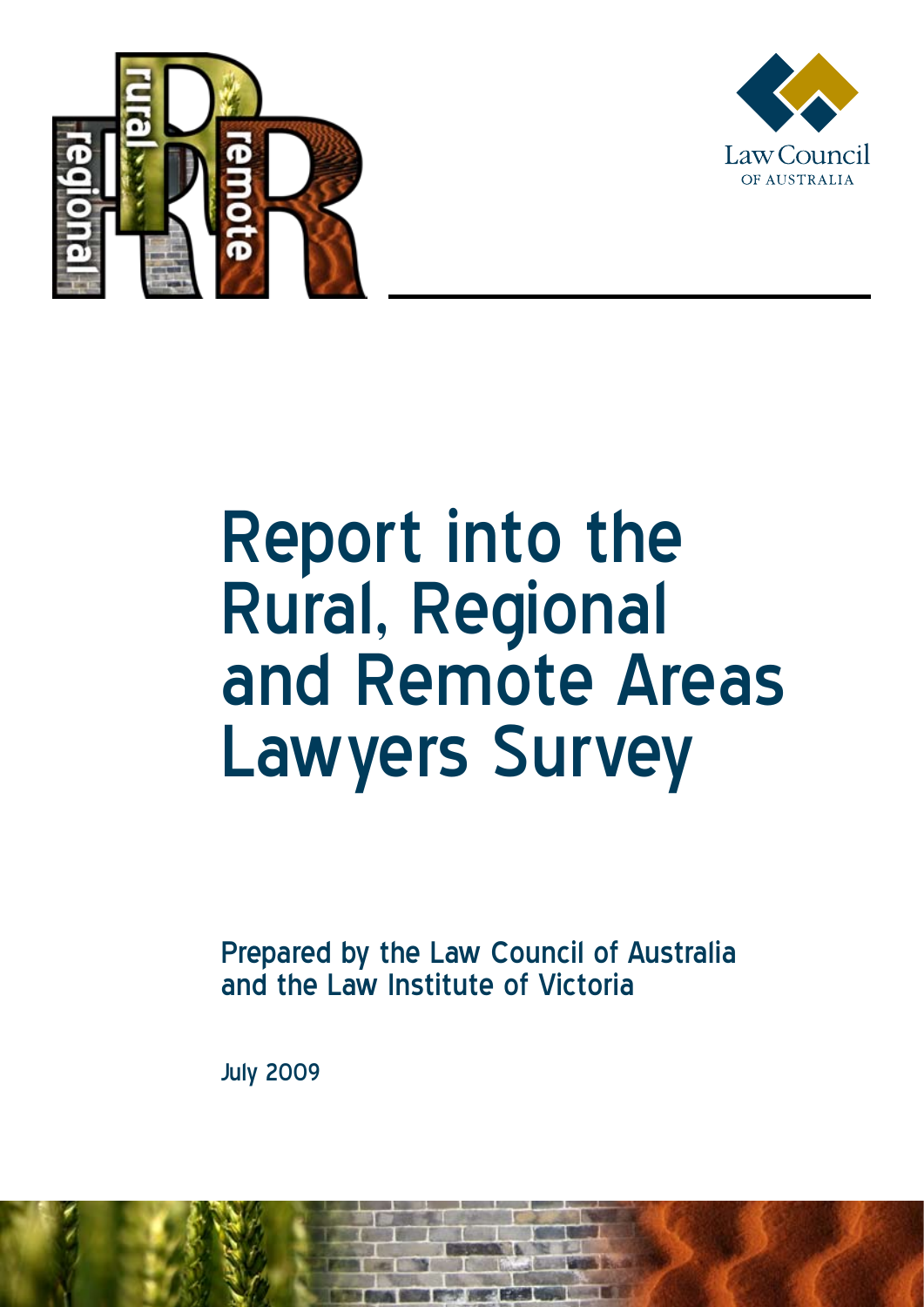# Report into the Rural, Regional and Remote Areas Lawyers Survey

**Prepared by the Law Council of Australia and the Law Institute of Victoria**

July 2009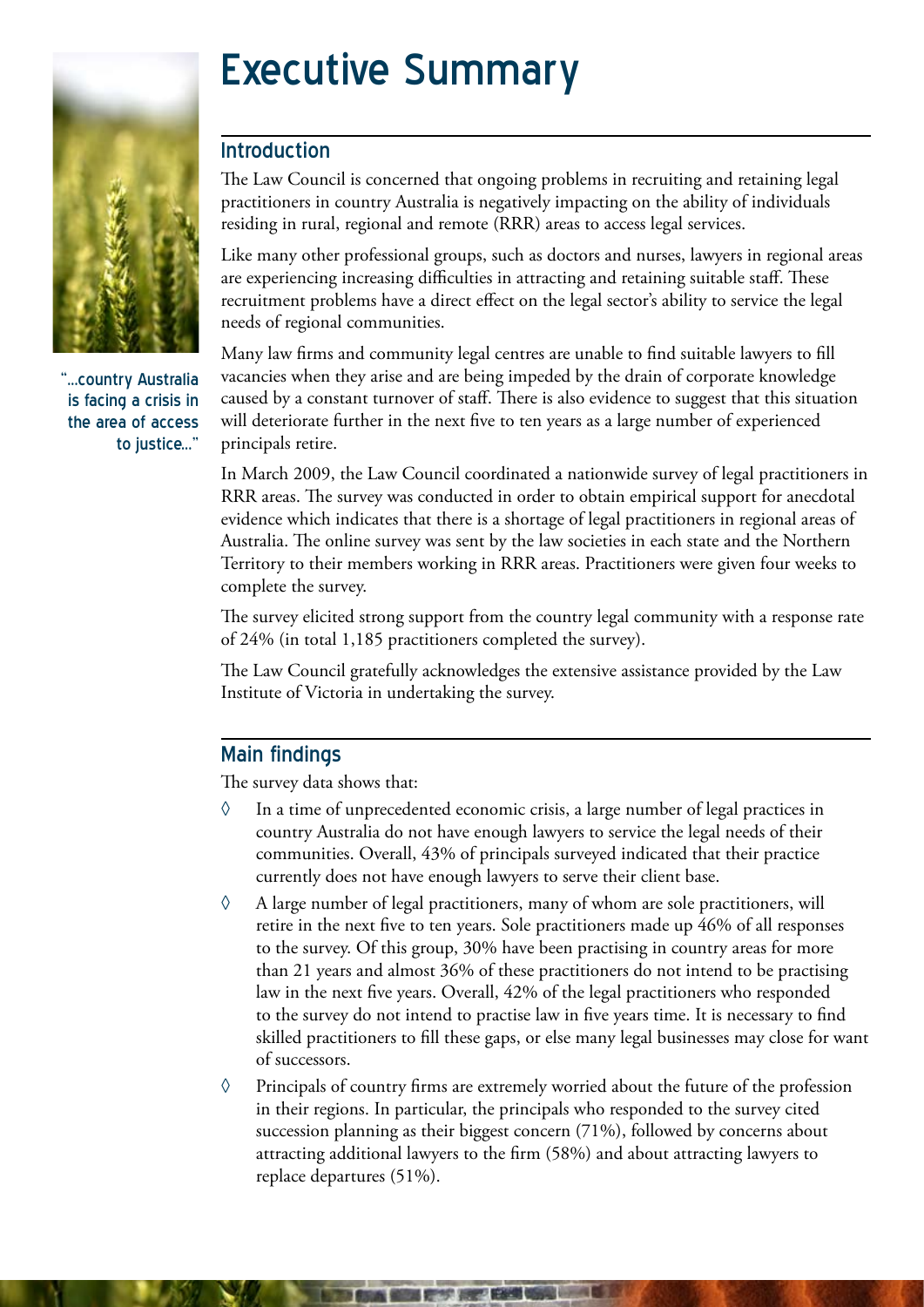# Executive Summary

"...country Australia is facing a crisis in the area of access to justice..."

## Introduction

The Law Council is concerned that ongoing problems in recruiting and retaining legal practitioners in country Australia is negatively impacting on the ability of individuals residing in rural, regional and remote (RRR) areas to access legal services.

Like many other professional groups, such as doctors and nurses, lawyers in regional areas are experiencing increasing difficulties in attracting and retaining suitable staff. These recruitment problems have a direct effect on the legal sector's ability to service the legal needs of regional communities.

Many law firms and community legal centres are unable to find suitable lawyers to fill vacancies when they arise and are being impeded by the drain of corporate knowledge caused by a constant turnover of staff. There is also evidence to suggest that this situation will deteriorate further in the next five to ten years as a large number of experienced principals retire.

In March 2009, the Law Council coordinated a nationwide survey of legal practitioners in RRR areas. The survey was conducted in order to obtain empirical support for anecdotal evidence which indicates that there is a shortage of legal practitioners in regional areas of Australia. The online survey was sent by the law societies in each state and the Northern Territory to their members working in RRR areas. Practitioners were given four weeks to complete the survey.

The survey elicited strong support from the country legal community with a response rate of 24% (in total 1,185 practitioners completed the survey).

The Law Council gratefully acknowledges the extensive assistance provided by the Law Institute of Victoria in undertaking the survey.

## Main findings

The survey data shows that:

- In a time of unprecedented economic crisis, a large number of legal practices in country Australia do not have enough lawyers to service the legal needs of their communities. Overall, 43% of principals surveyed indicated that their practice currently does not have enough lawyers to serve their client base.
- A large number of legal practitioners, many of whom are sole practitioners, will retire in the next five to ten years. Sole practitioners made up 46% of all responses to the survey. Of this group, 30% have been practising in country areas for more than 21 years and almost 36% of these practitioners do not intend to be practising law in the next five years. Overall, 42% of the legal practitioners who responded to the survey do not intend to practise law in five years time. It is necessary to find skilled practitioners to fill these gaps, or else many legal businesses may close for want of successors.
- Principals of country firms are extremely worried about the future of the profession in their regions. In particular, the principals who responded to the survey cited succession planning as their biggest concern (71%), followed by concerns about attracting additional lawyers to the firm (58%) and about attracting lawyers to replace departures (51%).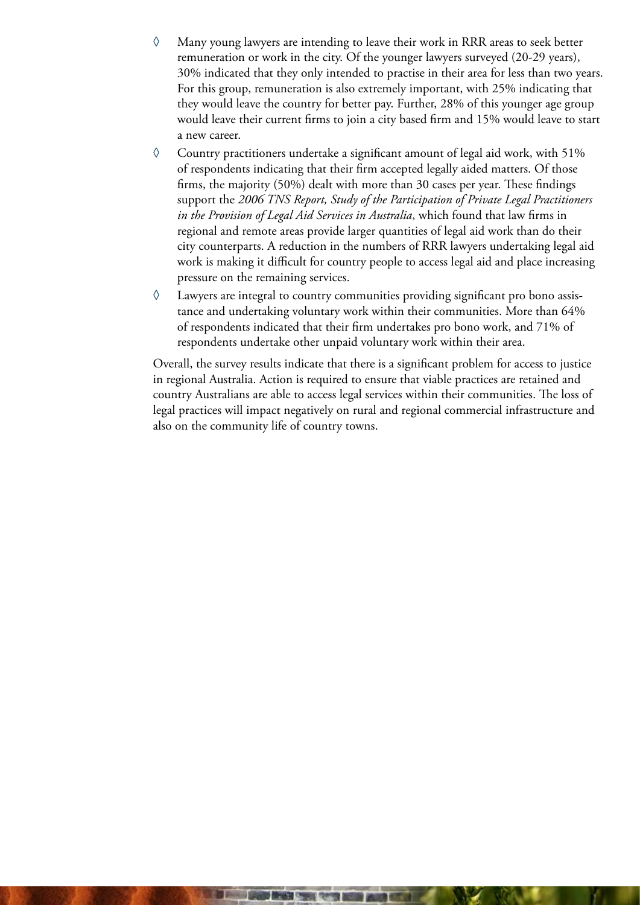- Many young lawyers are intending to leave their work in RRR areas to seek better remuneration or work in the city. Of the younger lawyers surveyed (20-29 years), 30% indicated that they only intended to practise in their area for less than two years. For this group, remuneration is also extremely important, with 25% indicating that they would leave the country for better pay. Further, 28% of this younger age group would leave their current firms to join a city based firm and 15% would leave to start a new career.
- Country practitioners undertake a significant amount of legal aid work, with 51% of respondents indicating that their firm accepted legally aided matters. Of those firms, the majority (50%) dealt with more than 30 cases per year. These findings support the *2006 TNS Report, Study of the Participation of Private Legal Practitioners in the Provision of Legal Aid Services in Australia*, which found that law firms in regional and remote areas provide larger quantities of legal aid work than do their city counterparts. A reduction in the numbers of RRR lawyers undertaking legal aid work is making it difficult for country people to access legal aid and place increasing pressure on the remaining services.
- Lawyers are integral to country communities providing significant pro bono assistance and undertaking voluntary work within their communities. More than 64% of respondents indicated that their firm undertakes pro bono work, and 71% of respondents undertake other unpaid voluntary work within their area.

Overall, the survey results indicate that there is a significant problem for access to justice in regional Australia. Action is required to ensure that viable practices are retained and country Australians are able to access legal services within their communities. The loss of legal practices will impact negatively on rural and regional commercial infrastructure and also on the community life of country towns.